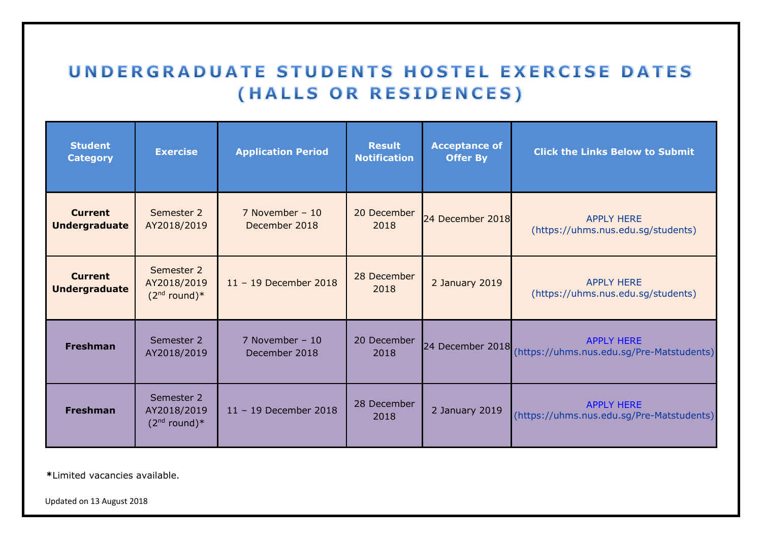# UNDERGRADUATE STUDENTS HOSTEL EXERCISE DATES (HALLS OR RESIDENCES)

| Student Category | Exercise | Application Period | Result Notification | Acceptance of Offer By | Click the Links Below to Submit |
|---|---|---|---|---|---|
| **Current Undergraduate** | Semester 2 AY2018/2019 | 7 November – 10 December 2018 | 20 December 2018 | 24 December 2018 | APPLY HERE (https://uhms.nus.edu.sg/students) |
| **Current Undergraduate** | Semester 2 AY2018/2019 (2nd round)* | 11 – 19 December 2018 | 28 December 2018 | 2 January 2019 | APPLY HERE (https://uhms.nus.edu.sg/students) |
| **Freshman** | Semester 2 AY2018/2019 | 7 November – 10 December 2018 | 20 December 2018 | 24 December 2018 | APPLY HERE (https://uhms.nus.edu.sg/Pre-Matstudents) |
| **Freshman** | Semester 2 AY2018/2019 (2nd round)* | 11 – 19 December 2018 | 28 December 2018 | 2 January 2019 | APPLY HERE (https://uhms.nus.edu.sg/Pre-Matstudents) |

**\***Limited vacancies available.

Updated on 13 August 2018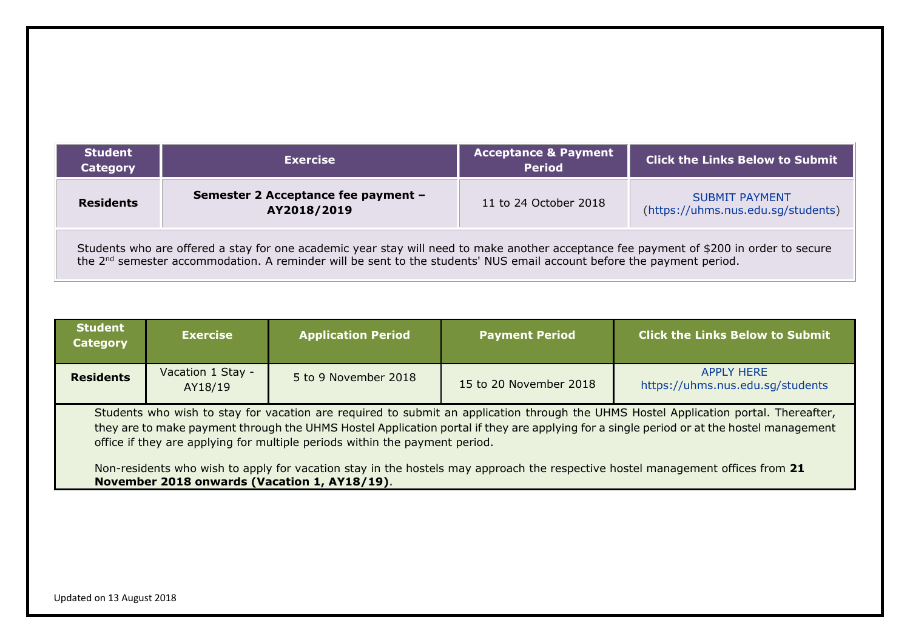| Student Category | Exercise | Acceptance & Payment Period | Click the Links Below to Submit |
|---|---|---|---|
| **Residents** | **Semester 2 Acceptance fee payment – AY2018/2019** | 11 to 24 October 2018 | SUBMIT PAYMENT (https://uhms.nus.edu.sg/students) |

Students who are offered a stay for one academic year stay will need to make another acceptance fee payment of $200 in order to secure the 2nd semester accommodation. A reminder will be sent to the students' NUS email account before the payment period.

| Student Category | Exercise | Application Period | Payment Period | Click the Links Below to Submit |
|---|---|---|---|---|
| **Residents** | Vacation 1 Stay - AY18/19 | 5 to 9 November 2018 | 15 to 20 November 2018 | APPLY HERE https://uhms.nus.edu.sg/students |

Students who wish to stay for vacation are required to submit an application through the UHMS Hostel Application portal. Thereafter, they are to make payment through the UHMS Hostel Application portal if they are applying for a single period or at the hostel management office if they are applying for multiple periods within the payment period.

Non-residents who wish to apply for vacation stay in the hostels may approach the respective hostel management offices from **21 November 2018 onwards (Vacation 1, AY18/19)**.

Updated on 13 August 2018